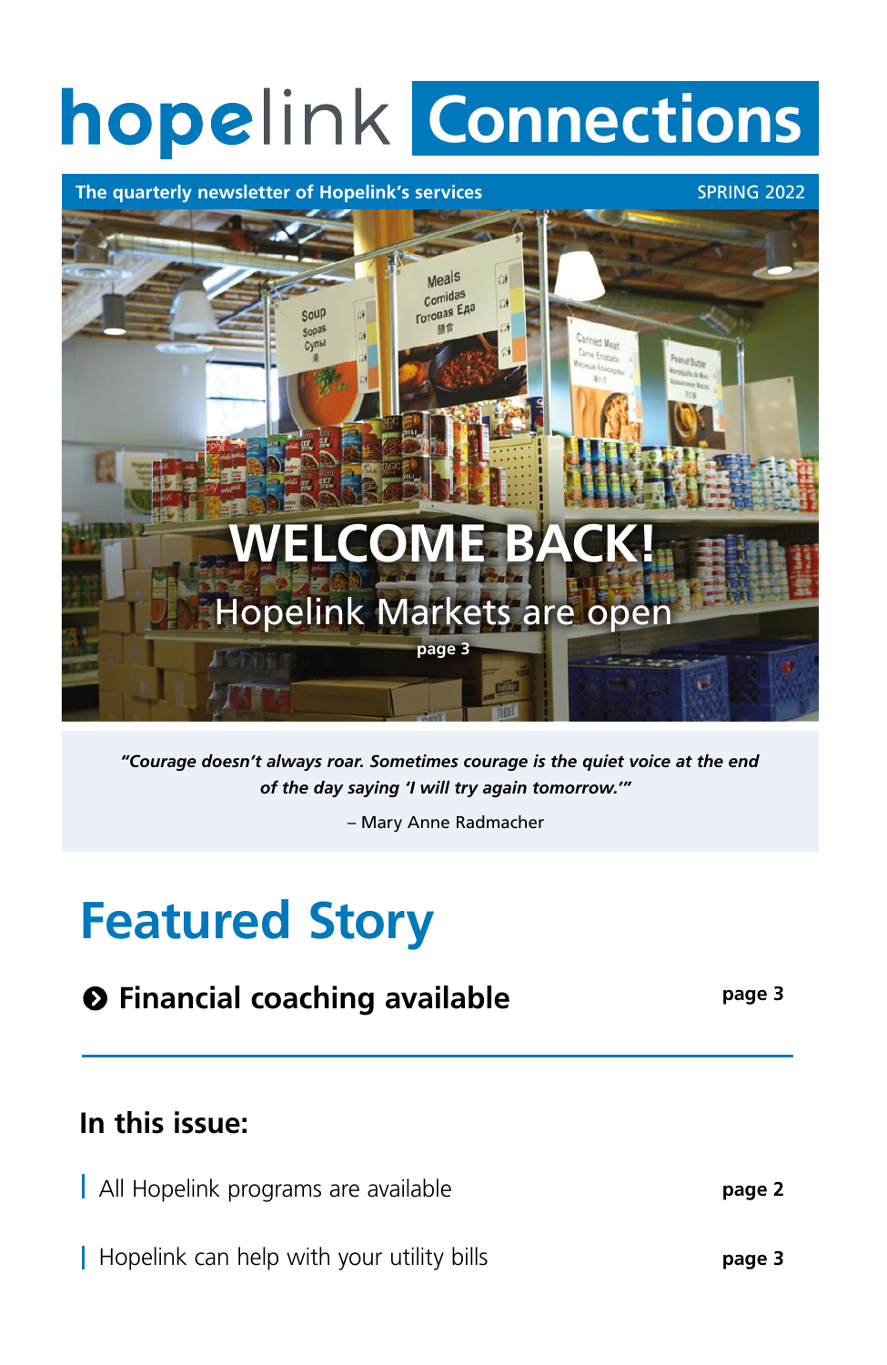# hopelink Connections

**The quarterly newsletter of Hopelink's services** SPRING 2022

## WELCOME BACK!

Hopelink Markets are open

**page 3**

> ***"Courage doesn't always roar. Sometimes courage is the quiet voice at the end of the day saying 'I will try again tomorrow.'"***
>
> – Mary Anne Radmacher

# Featured Story

- **Financial coaching available** — **page 3**

---

## In this issue:

| | |
|---|---|
| All Hopelink programs are available | **page 2** |
| Hopelink can help with your utility bills | **page 3** |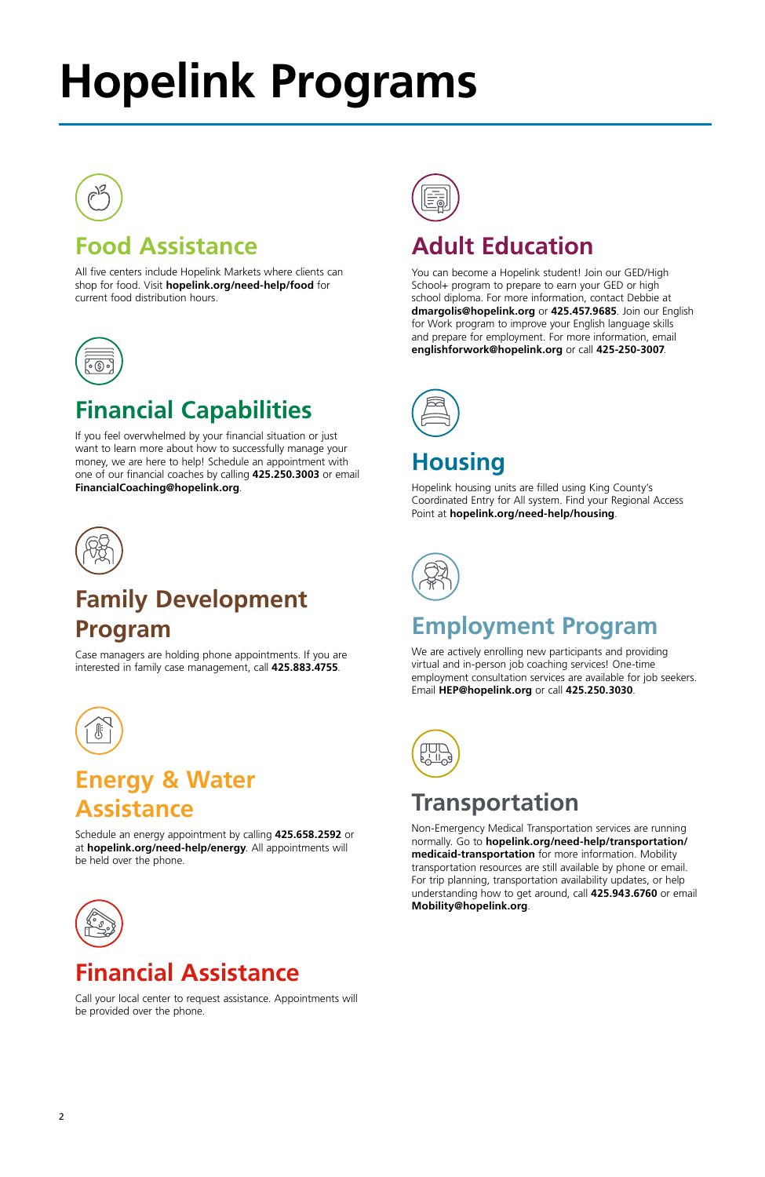# Hopelink Programs

## Food Assistance

All five centers include Hopelink Markets where clients can shop for food. Visit **hopelink.org/need-help/food** for current food distribution hours.

## Financial Capabilities

If you feel overwhelmed by your financial situation or just want to learn more about how to successfully manage your money, we are here to help! Schedule an appointment with one of our financial coaches by calling **425.250.3003** or email **FinancialCoaching@hopelink.org**.

## Family Development Program

Case managers are holding phone appointments. If you are interested in family case management, call **425.883.4755**.

## Energy & Water Assistance

Schedule an energy appointment by calling **425.658.2592** or at **hopelink.org/need-help/energy**. All appointments will be held over the phone.

## Financial Assistance

Call your local center to request assistance. Appointments will be provided over the phone.

## Adult Education

You can become a Hopelink student! Join our GED/High School+ program to prepare to earn your GED or high school diploma. For more information, contact Debbie at **dmargolis@hopelink.org** or **425.457.9685**. Join our English for Work program to improve your English language skills and prepare for employment. For more information, email **englishforwork@hopelink.org** or call **425-250-3007**.

## Housing

Hopelink housing units are filled using King County's Coordinated Entry for All system. Find your Regional Access Point at **hopelink.org/need-help/housing**.

## Employment Program

We are actively enrolling new participants and providing virtual and in-person job coaching services! One-time employment consultation services are available for job seekers. Email **HEP@hopelink.org** or call **425.250.3030**.

## Transportation

Non-Emergency Medical Transportation services are running normally. Go to **hopelink.org/need-help/transportation/medicaid-transportation** for more information. Mobility transportation resources are still available by phone or email. For trip planning, transportation availability updates, or help understanding how to get around, call **425.943.6760** or email **Mobility@hopelink.org**.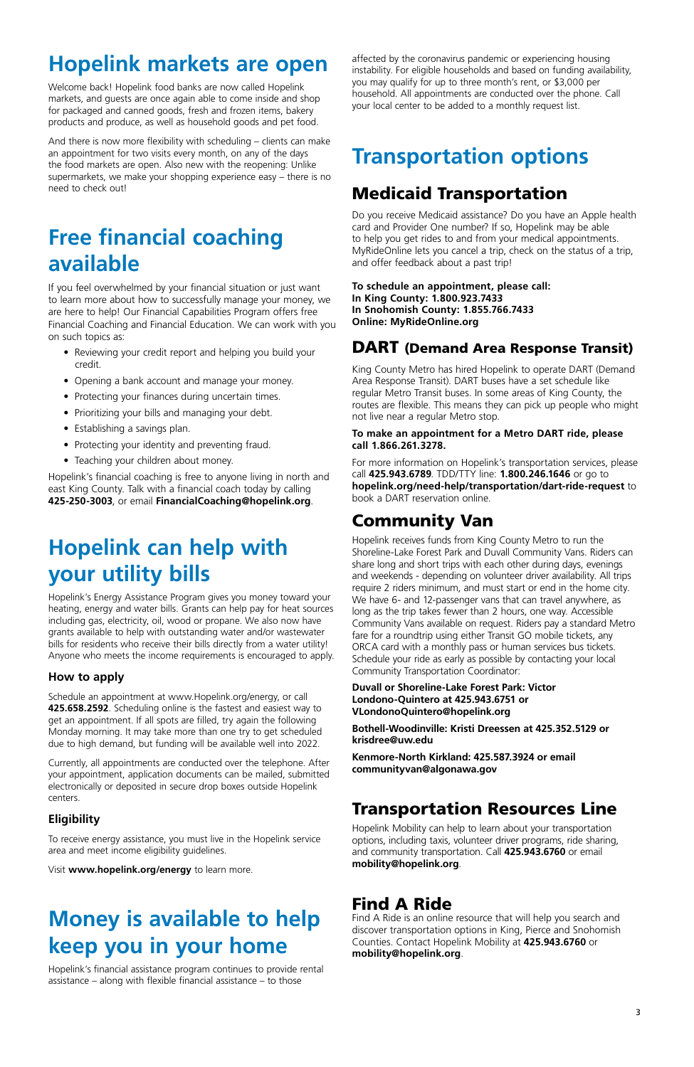# Hopelink markets are open

Welcome back! Hopelink food banks are now called Hopelink markets, and guests are once again able to come inside and shop for packaged and canned goods, fresh and frozen items, bakery products and produce, as well as household goods and pet food.

And there is now more flexibility with scheduling – clients can make an appointment for two visits every month, on any of the days the food markets are open. Also new with the reopening: Unlike supermarkets, we make your shopping experience easy – there is no need to check out!

# Free financial coaching available

If you feel overwhelmed by your financial situation or just want to learn more about how to successfully manage your money, we are here to help! Our Financial Capabilities Program offers free Financial Coaching and Financial Education. We can work with you on such topics as:

- Reviewing your credit report and helping you build your credit.
- Opening a bank account and manage your money.
- Protecting your finances during uncertain times.
- Prioritizing your bills and managing your debt.
- Establishing a savings plan.
- Protecting your identity and preventing fraud.
- Teaching your children about money.

Hopelink's financial coaching is free to anyone living in north and east King County. Talk with a financial coach today by calling **425-250-3003**, or email **FinancialCoaching@hopelink.org**.

# Hopelink can help with your utility bills

Hopelink's Energy Assistance Program gives you money toward your heating, energy and water bills. Grants can help pay for heat sources including gas, electricity, oil, wood or propane. We also now have grants available to help with outstanding water and/or wastewater bills for residents who receive their bills directly from a water utility! Anyone who meets the income requirements is encouraged to apply.

### How to apply

Schedule an appointment at www.Hopelink.org/energy, or call **425.658.2592**. Scheduling online is the fastest and easiest way to get an appointment. If all spots are filled, try again the following Monday morning. It may take more than one try to get scheduled due to high demand, but funding will be available well into 2022.

Currently, all appointments are conducted over the telephone. After your appointment, application documents can be mailed, submitted electronically or deposited in secure drop boxes outside Hopelink centers.

### Eligibility

To receive energy assistance, you must live in the Hopelink service area and meet income eligibility guidelines.

Visit **www.hopelink.org/energy** to learn more.

# Money is available to help keep you in your home

Hopelink's financial assistance program continues to provide rental assistance – along with flexible financial assistance – to those affected by the coronavirus pandemic or experiencing housing instability. For eligible households and based on funding availability, you may qualify for up to three month's rent, or $3,000 per household. All appointments are conducted over the phone. Call your local center to be added to a monthly request list.

# Transportation options

## Medicaid Transportation

Do you receive Medicaid assistance? Do you have an Apple health card and Provider One number? If so, Hopelink may be able to help you get rides to and from your medical appointments. MyRideOnline lets you cancel a trip, check on the status of a trip, and offer feedback about a past trip!

**To schedule an appointment, please call:**
**In King County: 1.800.923.7433**
**In Snohomish County: 1.855.766.7433**
**Online: MyRideOnline.org**

## DART (Demand Area Response Transit)

King County Metro has hired Hopelink to operate DART (Demand Area Response Transit). DART buses have a set schedule like regular Metro Transit buses. In some areas of King County, the routes are flexible. This means they can pick up people who might not live near a regular Metro stop.

**To make an appointment for a Metro DART ride, please call 1.866.261.3278.**

For more information on Hopelink's transportation services, please call **425.943.6789**. TDD/TTY line: **1.800.246.1646** or go to **hopelink.org/need-help/transportation/dart-ride-request** to book a DART reservation online.

## Community Van

Hopelink receives funds from King County Metro to run the Shoreline-Lake Forest Park and Duvall Community Vans. Riders can share long and short trips with each other during days, evenings and weekends - depending on volunteer driver availability. All trips require 2 riders minimum, and must start or end in the home city. We have 6- and 12-passenger vans that can travel anywhere, as long as the trip takes fewer than 2 hours, one way. Accessible Community Vans available on request. Riders pay a standard Metro fare for a roundtrip using either Transit GO mobile tickets, any ORCA card with a monthly pass or human services bus tickets. Schedule your ride as early as possible by contacting your local Community Transportation Coordinator:

**Duvall or Shoreline-Lake Forest Park: Victor Londono-Quintero at 425.943.6751 or VLondonoQuintero@hopelink.org**

**Bothell-Woodinville: Kristi Dreessen at 425.352.5129 or krisdree@uw.edu**

**Kenmore-North Kirkland: 425.587.3924 or email communityvan@algonawa.gov**

## Transportation Resources Line

Hopelink Mobility can help to learn about your transportation options, including taxis, volunteer driver programs, ride sharing, and community transportation. Call **425.943.6760** or email **mobility@hopelink.org**.

## Find A Ride

Find A Ride is an online resource that will help you search and discover transportation options in King, Pierce and Snohomish Counties. Contact Hopelink Mobility at **425.943.6760** or **mobility@hopelink.org**.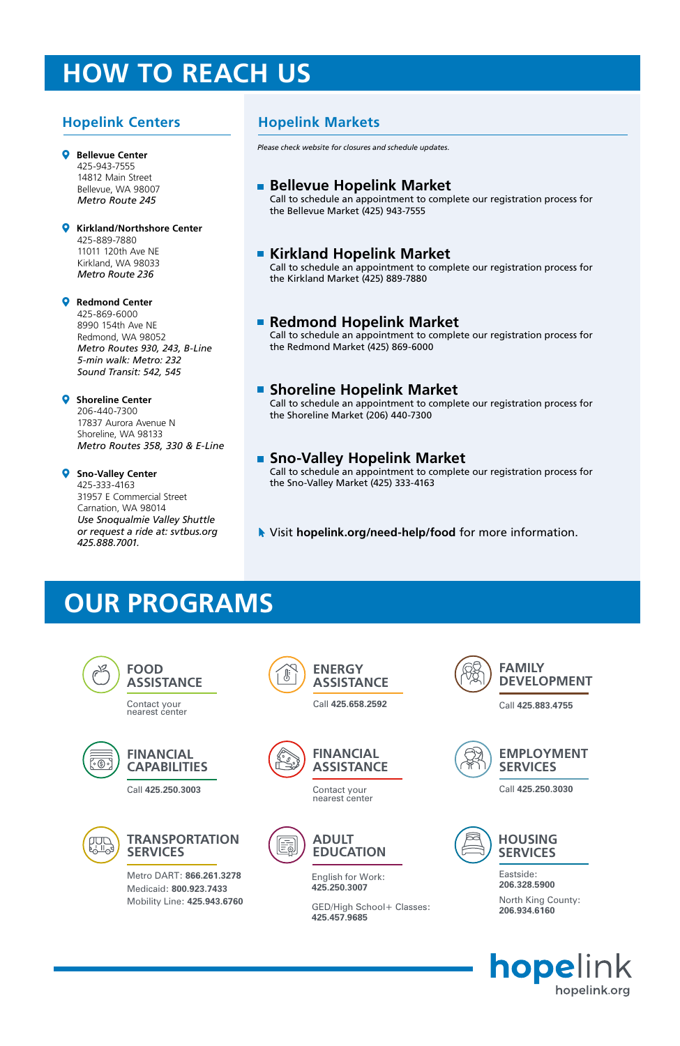# HOW TO REACH US

## Hopelink Centers

**Bellevue Center**
425-943-7555
14812 Main Street
Bellevue, WA 98007
*Metro Route 245*

**Kirkland/Northshore Center**
425-889-7880
11011 120th Ave NE
Kirkland, WA 98033
*Metro Route 236*

**Redmond Center**
425-869-6000
8990 154th Ave NE
Redmond, WA 98052
*Metro Routes 930, 243, B-Line*
*5-min walk: Metro: 232*
*Sound Transit: 542, 545*

**Shoreline Center**
206-440-7300
17837 Aurora Avenue N
Shoreline, WA 98133
*Metro Routes 358, 330 & E-Line*

**Sno-Valley Center**
425-333-4163
31957 E Commercial Street
Carnation, WA 98014
*Use Snoqualmie Valley Shuttle or request a ride at: svtbus.org 425.888.7001.*

## Hopelink Markets

*Please check website for closures and schedule updates.*

### Bellevue Hopelink Market
Call to schedule an appointment to complete our registration process for the Bellevue Market (425) 943-7555

### Kirkland Hopelink Market
Call to schedule an appointment to complete our registration process for the Kirkland Market (425) 889-7880

### Redmond Hopelink Market
Call to schedule an appointment to complete our registration process for the Redmond Market (425) 869-6000

### Shoreline Hopelink Market
Call to schedule an appointment to complete our registration process for the Shoreline Market (206) 440-7300

### Sno-Valley Hopelink Market
Call to schedule an appointment to complete our registration process for the Sno-Valley Market (425) 333-4163

Visit **hopelink.org/need-help/food** for more information.

# OUR PROGRAMS

### FOOD ASSISTANCE
Contact your nearest center

### ENERGY ASSISTANCE
Call **425.658.2592**

### FAMILY DEVELOPMENT
Call **425.883.4755**

### FINANCIAL CAPABILITIES
Call **425.250.3003**

### FINANCIAL ASSISTANCE
Contact your nearest center

### EMPLOYMENT SERVICES
Call **425.250.3030**

### TRANSPORTATION SERVICES
Metro DART: **866.261.3278**
Medicaid: **800.923.7433**
Mobility Line: **425.943.6760**

### ADULT EDUCATION
English for Work:
**425.250.3007**

GED/High School+ Classes:
**425.457.9685**

### HOUSING SERVICES
Eastside:
**206.328.5900**

North King County:
**206.934.6160**

hopelink
hopelink.org